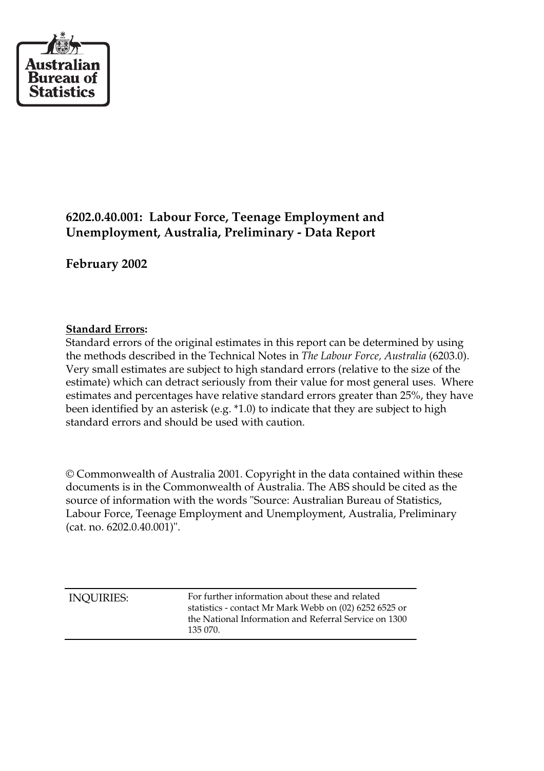Australian Bureau of Statistics

**6202.0.40.001: Labour Force, Teenage Employment and Unemployment, Australia, Preliminary - Data Report**

**February 2002**

**Standard Errors:**

Standard errors of the original estimates in this report can be determined by using the methods described in the Technical Notes in *The Labour Force, Australia* (6203.0). Very small estimates are subject to high standard errors (relative to the size of the estimate) which can detract seriously from their value for most general uses. Where estimates and percentages have relative standard errors greater than 25%, they have been identified by an asterisk (e.g. *1.0) to indicate that they are subject to high standard errors and should be used with caution.

© Commonwealth of Australia 2001. Copyright in the data contained within these documents is in the Commonwealth of Australia. The ABS should be cited as the source of information with the words "Source: Australian Bureau of Statistics, Labour Force, Teenage Employment and Unemployment, Australia, Preliminary (cat. no. 6202.0.40.001)".

| | |
|---|---|
| INQUIRIES: | For further information about these and related statistics - contact Mr Mark Webb on (02) 6252 6525 or the National Information and Referral Service on 1300 135 070. |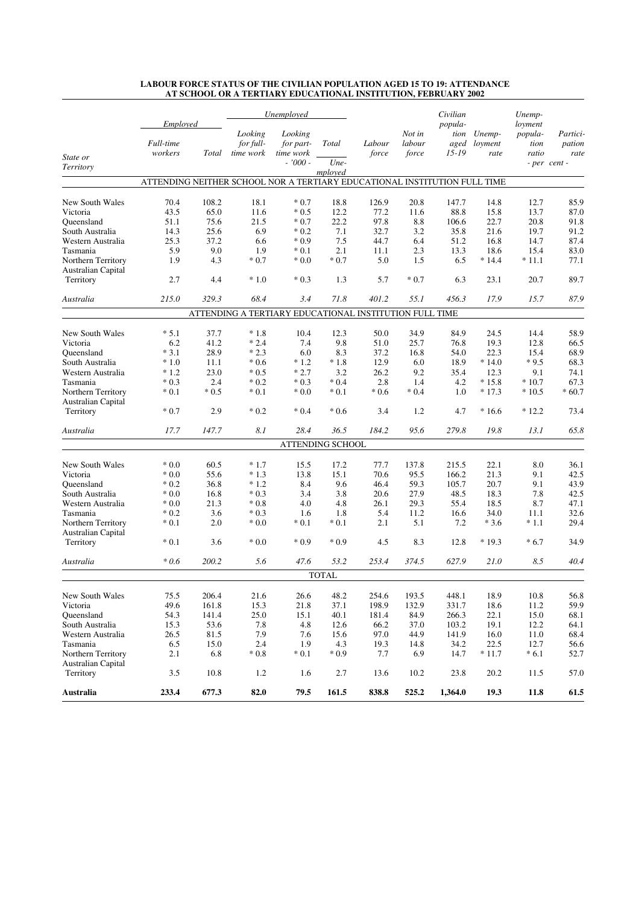**LABOUR FORCE STATUS OF THE CIVILIAN POPULATION AGED 15 TO 19: ATTENDANCE AT SCHOOL OR A TERTIARY EDUCATIONAL INSTITUTION, FEBRUARY 2002**

| State or Territory | Employed | | Unemployed | | | Labour force | Not in labour force | Civilian population aged 15-19 | Unemployment rate | Unemployment population ratio | Participation rate |
|---|---|---|---|---|---|---|---|---|---|---|---|
| | Full-time workers | Total | Looking for full-time work | Looking for part-time work | Total | | | | | | |
| | - '000 - | | | | | | | | Unemployed | - per cent - | |
| ATTENDING NEITHER SCHOOL NOR A TERTIARY EDUCATIONAL INSTITUTION FULL TIME | | | | | | | | | | | |
| New South Wales | 70.4 | 108.2 | 18.1 | * 0.7 | 18.8 | 126.9 | 20.8 | 147.7 | 14.8 | 12.7 | 85.9 |
| Victoria | 43.5 | 65.0 | 11.6 | * 0.5 | 12.2 | 77.2 | 11.6 | 88.8 | 15.8 | 13.7 | 87.0 |
| Queensland | 51.1 | 75.6 | 21.5 | * 0.7 | 22.2 | 97.8 | 8.8 | 106.6 | 22.7 | 20.8 | 91.8 |
| South Australia | 14.3 | 25.6 | 6.9 | * 0.2 | 7.1 | 32.7 | 3.2 | 35.8 | 21.6 | 19.7 | 91.2 |
| Western Australia | 25.3 | 37.2 | 6.6 | * 0.9 | 7.5 | 44.7 | 6.4 | 51.2 | 16.8 | 14.7 | 87.4 |
| Tasmania | 5.9 | 9.0 | 1.9 | * 0.1 | 2.1 | 11.1 | 2.3 | 13.3 | 18.6 | 15.4 | 83.0 |
| Northern Territory | 1.9 | 4.3 | * 0.7 | * 0.0 | * 0.7 | 5.0 | 1.5 | 6.5 | * 14.4 | * 11.1 | 77.1 |
| Australian Capital Territory | 2.7 | 4.4 | * 1.0 | * 0.3 | 1.3 | 5.7 | * 0.7 | 6.3 | 23.1 | 20.7 | 89.7 |
| *Australia* | *215.0* | *329.3* | *68.4* | *3.4* | *71.8* | *401.2* | *55.1* | *456.3* | *17.9* | *15.7* | *87.9* |
| ATTENDING A TERTIARY EDUCATIONAL INSTITUTION FULL TIME | | | | | | | | | | | |
| New South Wales | * 5.1 | 37.7 | * 1.8 | 10.4 | 12.3 | 50.0 | 34.9 | 84.9 | 24.5 | 14.4 | 58.9 |
| Victoria | 6.2 | 41.2 | * 2.4 | 7.4 | 9.8 | 51.0 | 25.7 | 76.8 | 19.3 | 12.8 | 66.5 |
| Queensland | * 3.1 | 28.9 | * 2.3 | 6.0 | 8.3 | 37.2 | 16.8 | 54.0 | 22.3 | 15.4 | 68.9 |
| South Australia | * 1.0 | 11.1 | * 0.6 | * 1.2 | * 1.8 | 12.9 | 6.0 | 18.9 | * 14.0 | * 9.5 | 68.3 |
| Western Australia | * 1.2 | 23.0 | * 0.5 | * 2.7 | 3.2 | 26.2 | 9.2 | 35.4 | 12.3 | 9.1 | 74.1 |
| Tasmania | * 0.3 | 2.4 | * 0.2 | * 0.3 | * 0.4 | 2.8 | 1.4 | 4.2 | * 15.8 | * 10.7 | 67.3 |
| Northern Territory | * 0.1 | * 0.5 | * 0.1 | * 0.0 | * 0.1 | * 0.6 | * 0.4 | 1.0 | * 17.3 | * 10.5 | * 60.7 |
| Australian Capital Territory | * 0.7 | 2.9 | * 0.2 | * 0.4 | * 0.6 | 3.4 | 1.2 | 4.7 | * 16.6 | * 12.2 | 73.4 |
| *Australia* | *17.7* | *147.7* | *8.1* | *28.4* | *36.5* | *184.2* | *95.6* | *279.8* | *19.8* | *13.1* | *65.8* |
| ATTENDING SCHOOL | | | | | | | | | | | |
| New South Wales | * 0.0 | 60.5 | * 1.7 | 15.5 | 17.2 | 77.7 | 137.8 | 215.5 | 22.1 | 8.0 | 36.1 |
| Victoria | * 0.0 | 55.6 | * 1.3 | 13.8 | 15.1 | 70.6 | 95.5 | 166.2 | 21.3 | 9.1 | 42.5 |
| Queensland | * 0.2 | 36.8 | * 1.2 | 8.4 | 9.6 | 46.4 | 59.3 | 105.7 | 20.7 | 9.1 | 43.9 |
| South Australia | * 0.0 | 16.8 | * 0.3 | 3.4 | 3.8 | 20.6 | 27.9 | 48.5 | 18.3 | 7.8 | 42.5 |
| Western Australia | * 0.0 | 21.3 | * 0.8 | 4.0 | 4.8 | 26.1 | 29.3 | 55.4 | 18.5 | 8.7 | 47.1 |
| Tasmania | * 0.2 | 3.6 | * 0.3 | 1.6 | 1.8 | 5.4 | 11.2 | 16.6 | 34.0 | 11.1 | 32.6 |
| Northern Territory | * 0.1 | 2.0 | * 0.0 | * 0.1 | * 0.1 | 2.1 | 5.1 | 7.2 | * 3.6 | * 1.1 | 29.4 |
| Australian Capital Territory | * 0.1 | 3.6 | * 0.0 | * 0.9 | * 0.9 | 4.5 | 8.3 | 12.8 | * 19.3 | * 6.7 | 34.9 |
| *Australia* | ** 0.6* | *200.2* | *5.6* | *47.6* | *53.2* | *253.4* | *374.5* | *627.9* | *21.0* | *8.5* | *40.4* |
| TOTAL | | | | | | | | | | | |
| New South Wales | 75.5 | 206.4 | 21.6 | 26.6 | 48.2 | 254.6 | 193.5 | 448.1 | 18.9 | 10.8 | 56.8 |
| Victoria | 49.6 | 161.8 | 15.3 | 21.8 | 37.1 | 198.9 | 132.9 | 331.7 | 18.6 | 11.2 | 59.9 |
| Queensland | 54.3 | 141.4 | 25.0 | 15.1 | 40.1 | 181.4 | 84.9 | 266.3 | 22.1 | 15.0 | 68.1 |
| South Australia | 15.3 | 53.6 | 7.8 | 4.8 | 12.6 | 66.2 | 37.0 | 103.2 | 19.1 | 12.2 | 64.1 |
| Western Australia | 26.5 | 81.5 | 7.9 | 7.6 | 15.6 | 97.0 | 44.9 | 141.9 | 16.0 | 11.0 | 68.4 |
| Tasmania | 6.5 | 15.0 | 2.4 | 1.9 | 4.3 | 19.3 | 14.8 | 34.2 | 22.5 | 12.7 | 56.6 |
| Northern Territory | 2.1 | 6.8 | * 0.8 | * 0.1 | * 0.9 | 7.7 | 6.9 | 14.7 | * 11.7 | * 6.1 | 52.7 |
| Australian Capital Territory | 3.5 | 10.8 | 1.2 | 1.6 | 2.7 | 13.6 | 10.2 | 23.8 | 20.2 | 11.5 | 57.0 |
| **Australia** | **233.4** | **677.3** | **82.0** | **79.5** | **161.5** | **838.8** | **525.2** | **1,364.0** | **19.3** | **11.8** | **61.5** |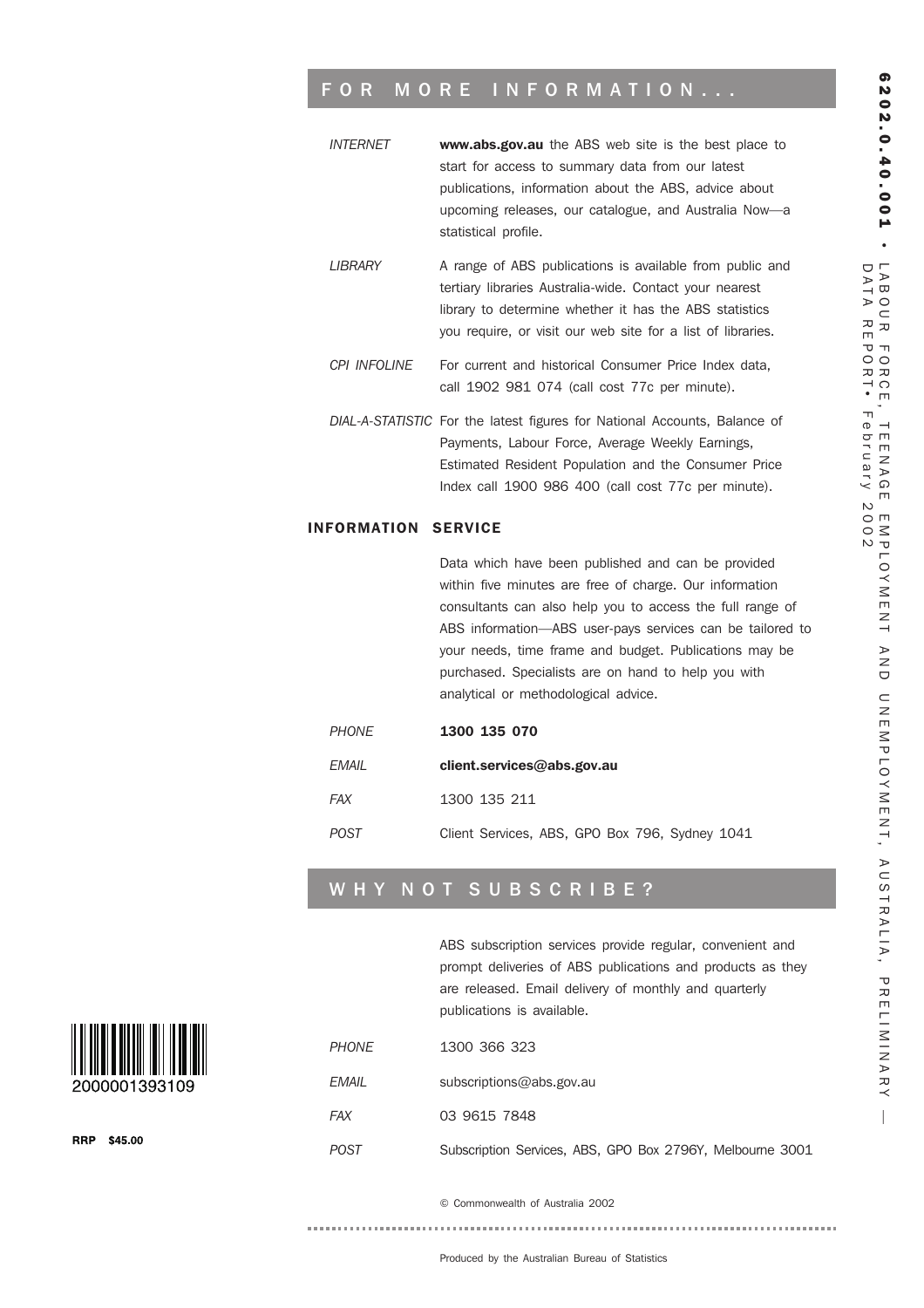## FOR MORE INFORMATION...

*INTERNET* **www.abs.gov.au** the ABS web site is the best place to start for access to summary data from our latest publications, information about the ABS, advice about upcoming releases, our catalogue, and Australia Now—a statistical profile.

*LIBRARY* A range of ABS publications is available from public and tertiary libraries Australia-wide. Contact your nearest library to determine whether it has the ABS statistics you require, or visit our web site for a list of libraries.

*CPI INFOLINE* For current and historical Consumer Price Index data, call 1902 981 074 (call cost 77c per minute).

*DIAL-A-STATISTIC* For the latest figures for National Accounts, Balance of Payments, Labour Force, Average Weekly Earnings, Estimated Resident Population and the Consumer Price Index call 1900 986 400 (call cost 77c per minute).

### INFORMATION SERVICE

Data which have been published and can be provided within five minutes are free of charge. Our information consultants can also help you to access the full range of ABS information—ABS user-pays services can be tailored to your needs, time frame and budget. Publications may be purchased. Specialists are on hand to help you with analytical or methodological advice.

*PHONE* **1300 135 070**

*EMAIL* **client.services@abs.gov.au**

*FAX* 1300 135 211

*POST* Client Services, ABS, GPO Box 796, Sydney 1041

## WHY NOT SUBSCRIBE?

ABS subscription services provide regular, convenient and prompt deliveries of ABS publications and products as they are released. Email delivery of monthly and quarterly publications is available.

*PHONE* 1300 366 323

*EMAIL* subscriptions@abs.gov.au

*FAX* 03 9615 7848

*POST* Subscription Services, ABS, GPO Box 2796Y, Melbourne 3001

2000001393109

**RRP $45.00**

© Commonwealth of Australia 2002

Produced by the Australian Bureau of Statistics

**6202.0.40.001** • LABOUR FORCE, TEENAGE EMPLOYMENT AND UNEMPLOYMENT, AUSTRALIA, PRELIMINARY — DATA REPORT • February 2002